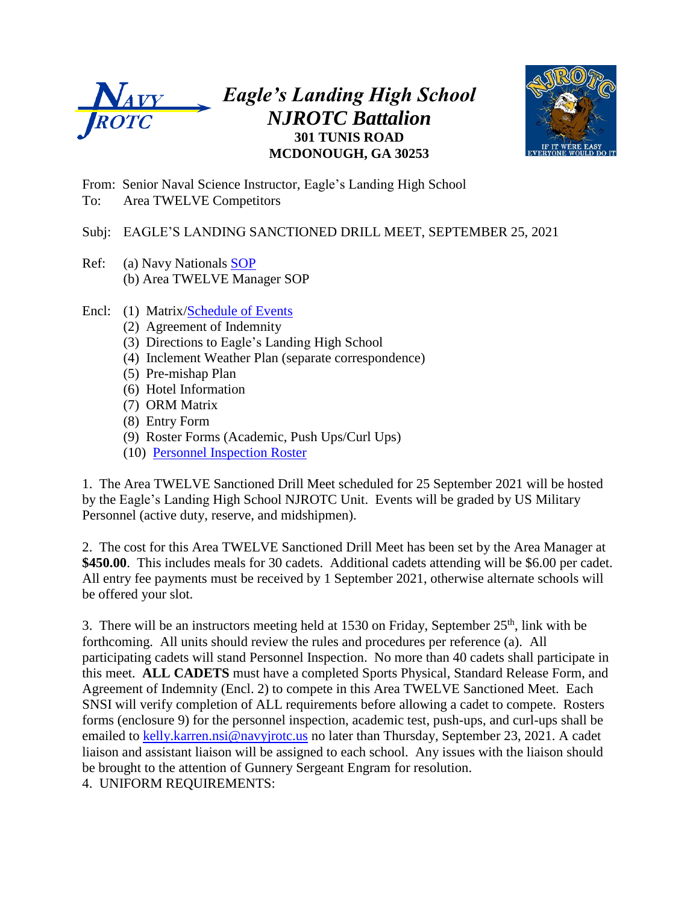# Eagle's Landing High School NJROTC Battalion

**301 TUNIS ROAD**
**MCDONOUGH, GA 30253**

From: Senior Naval Science Instructor, Eagle's Landing High School
To: Area TWELVE Competitors

Subj: EAGLE'S LANDING SANCTIONED DRILL MEET, SEPTEMBER 25, 2021

Ref: (a) Navy Nationals SOP
(b) Area TWELVE Manager SOP

Encl: (1) Matrix/Schedule of Events
(2) Agreement of Indemnity
(3) Directions to Eagle's Landing High School
(4) Inclement Weather Plan (separate correspondence)
(5) Pre-mishap Plan
(6) Hotel Information
(7) ORM Matrix
(8) Entry Form
(9) Roster Forms (Academic, Push Ups/Curl Ups)
(10) Personnel Inspection Roster

1. The Area TWELVE Sanctioned Drill Meet scheduled for 25 September 2021 will be hosted by the Eagle's Landing High School NJROTC Unit. Events will be graded by US Military Personnel (active duty, reserve, and midshipmen).

2. The cost for this Area TWELVE Sanctioned Drill Meet has been set by the Area Manager at **$450.00**. This includes meals for 30 cadets. Additional cadets attending will be $6.00 per cadet. All entry fee payments must be received by 1 September 2021, otherwise alternate schools will be offered your slot.

3. There will be an instructors meeting held at 1530 on Friday, September 25th, link with be forthcoming. All units should review the rules and procedures per reference (a). All participating cadets will stand Personnel Inspection. No more than 40 cadets shall participate in this meet. **ALL CADETS** must have a completed Sports Physical, Standard Release Form, and Agreement of Indemnity (Encl. 2) to compete in this Area TWELVE Sanctioned Meet. Each SNSI will verify completion of ALL requirements before allowing a cadet to compete. Rosters forms (enclosure 9) for the personnel inspection, academic test, push-ups, and curl-ups shall be emailed to kelly.karren.nsi@navyjrotc.us no later than Thursday, September 23, 2021. A cadet liaison and assistant liaison will be assigned to each school. Any issues with the liaison should be brought to the attention of Gunnery Sergeant Engram for resolution.

4. UNIFORM REQUIREMENTS: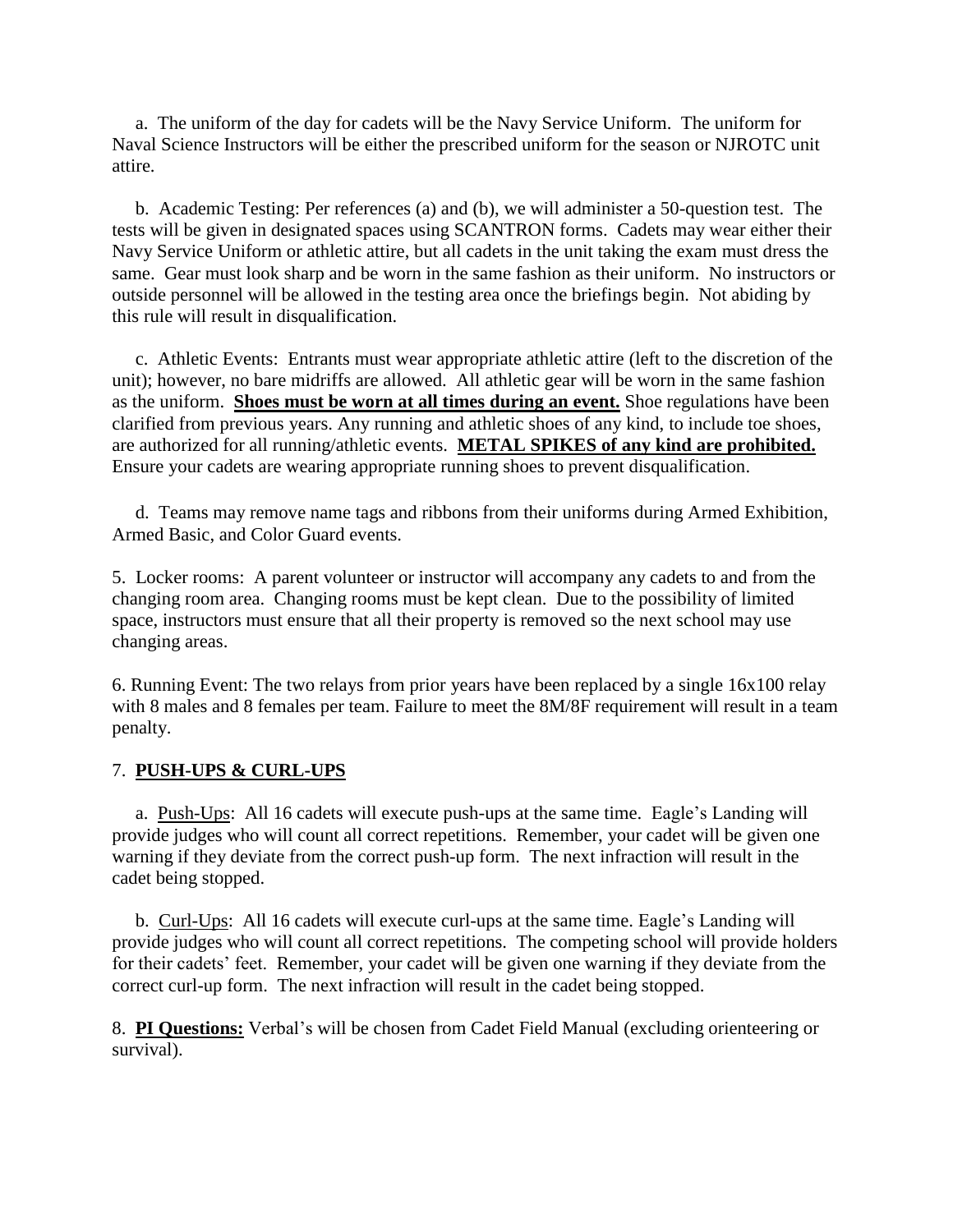a. The uniform of the day for cadets will be the Navy Service Uniform. The uniform for Naval Science Instructors will be either the prescribed uniform for the season or NJROTC unit attire.

b. Academic Testing: Per references (a) and (b), we will administer a 50-question test. The tests will be given in designated spaces using SCANTRON forms. Cadets may wear either their Navy Service Uniform or athletic attire, but all cadets in the unit taking the exam must dress the same. Gear must look sharp and be worn in the same fashion as their uniform. No instructors or outside personnel will be allowed in the testing area once the briefings begin. Not abiding by this rule will result in disqualification.

c. Athletic Events: Entrants must wear appropriate athletic attire (left to the discretion of the unit); however, no bare midriffs are allowed. All athletic gear will be worn in the same fashion as the uniform. **<u>Shoes must be worn at all times during an event.</u>** Shoe regulations have been clarified from previous years. Any running and athletic shoes of any kind, to include toe shoes, are authorized for all running/athletic events. **<u>METAL SPIKES of any kind are prohibited.</u>** Ensure your cadets are wearing appropriate running shoes to prevent disqualification.

d. Teams may remove name tags and ribbons from their uniforms during Armed Exhibition, Armed Basic, and Color Guard events.

5. Locker rooms: A parent volunteer or instructor will accompany any cadets to and from the changing room area. Changing rooms must be kept clean. Due to the possibility of limited space, instructors must ensure that all their property is removed so the next school may use changing areas.

6. Running Event: The two relays from prior years have been replaced by a single 16x100 relay with 8 males and 8 females per team. Failure to meet the 8M/8F requirement will result in a team penalty.

7. **<u>PUSH-UPS & CURL-UPS</u>**

a. <u>Push-Ups</u>: All 16 cadets will execute push-ups at the same time. Eagle's Landing will provide judges who will count all correct repetitions. Remember, your cadet will be given one warning if they deviate from the correct push-up form. The next infraction will result in the cadet being stopped.

b. <u>Curl-Ups</u>: All 16 cadets will execute curl-ups at the same time. Eagle's Landing will provide judges who will count all correct repetitions. The competing school will provide holders for their cadets' feet. Remember, your cadet will be given one warning if they deviate from the correct curl-up form. The next infraction will result in the cadet being stopped.

8. **<u>PI Questions:</u>** Verbal's will be chosen from Cadet Field Manual (excluding orienteering or survival).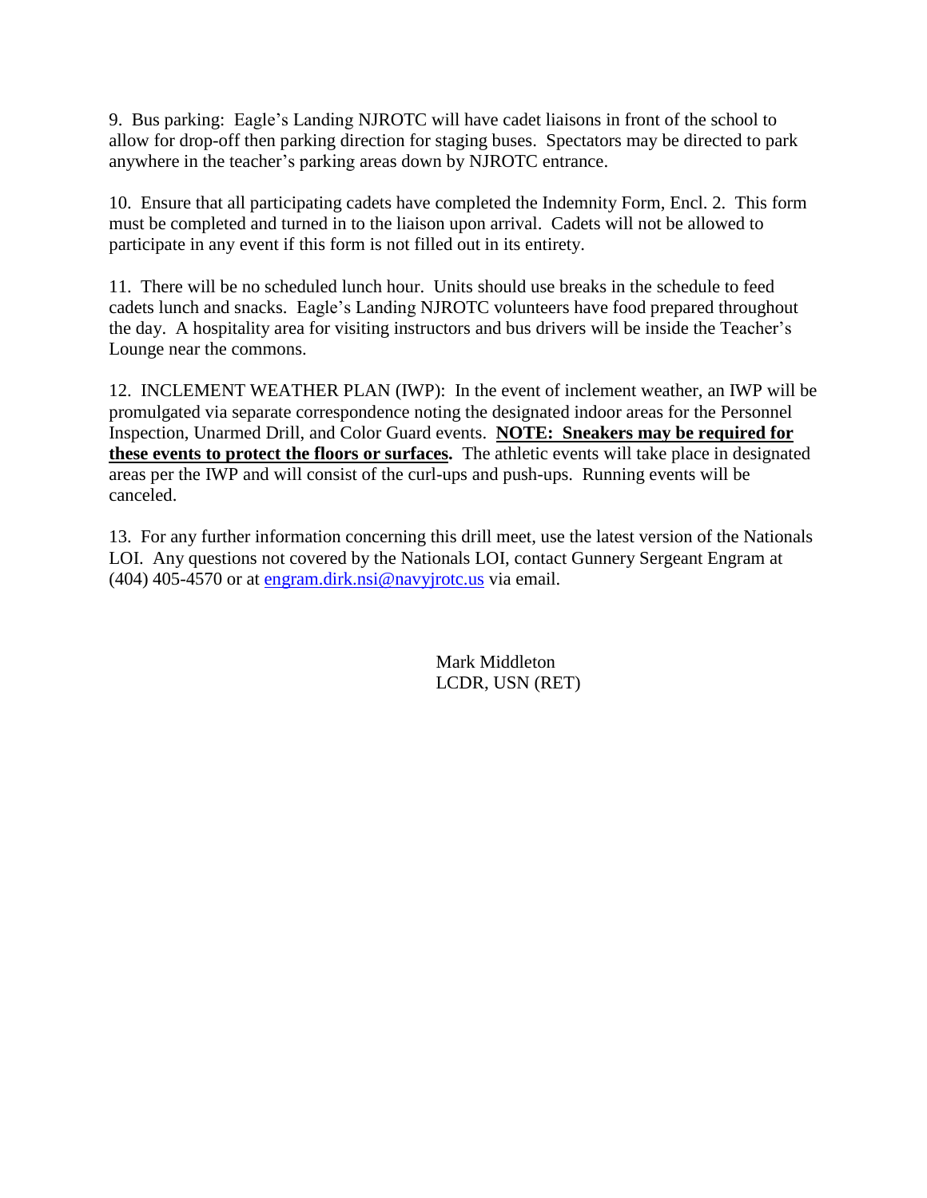9.  Bus parking:  Eagle's Landing NJROTC will have cadet liaisons in front of the school to allow for drop-off then parking direction for staging buses.  Spectators may be directed to park anywhere in the teacher's parking areas down by NJROTC entrance.

10.  Ensure that all participating cadets have completed the Indemnity Form, Encl. 2.  This form must be completed and turned in to the liaison upon arrival.  Cadets will not be allowed to participate in any event if this form is not filled out in its entirety.

11.  There will be no scheduled lunch hour.  Units should use breaks in the schedule to feed cadets lunch and snacks.  Eagle's Landing NJROTC volunteers have food prepared throughout the day.  A hospitality area for visiting instructors and bus drivers will be inside the Teacher's Lounge near the commons.

12.  INCLEMENT WEATHER PLAN (IWP):  In the event of inclement weather, an IWP will be promulgated via separate correspondence noting the designated indoor areas for the Personnel Inspection, Unarmed Drill, and Color Guard events.  **NOTE:  Sneakers may be required for these events to protect the floors or surfaces.**  The athletic events will take place in designated areas per the IWP and will consist of the curl-ups and push-ups.  Running events will be canceled.

13.  For any further information concerning this drill meet, use the latest version of the Nationals LOI.  Any questions not covered by the Nationals LOI, contact Gunnery Sergeant Engram at (404) 405-4570 or at engram.dirk.nsi@navyjrotc.us via email.

Mark Middleton
LCDR, USN (RET)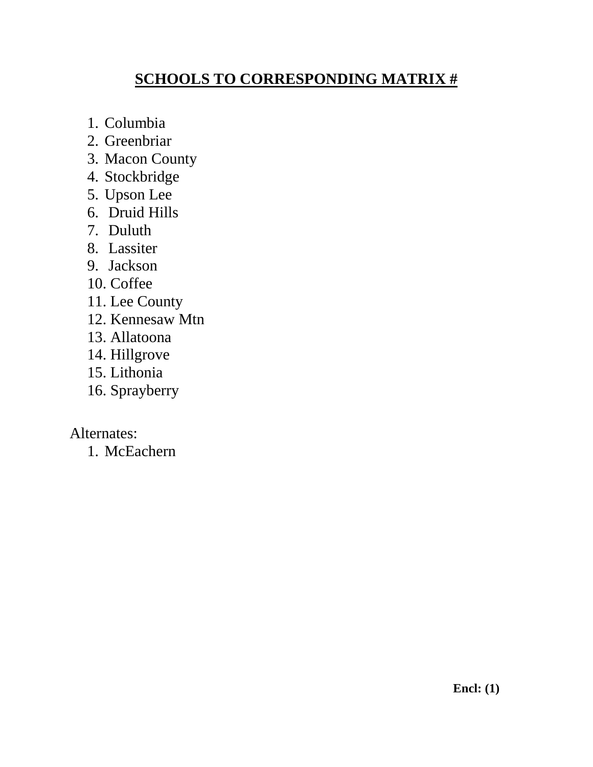# SCHOOLS TO CORRESPONDING MATRIX #

1. Columbia
2. Greenbriar
3. Macon County
4. Stockbridge
5. Upson Lee
6. Druid Hills
7. Duluth
8. Lassiter
9. Jackson
10. Coffee
11. Lee County
12. Kennesaw Mtn
13. Allatoona
14. Hillgrove
15. Lithonia
16. Sprayberry

Alternates:

1. McEachern

**Encl: (1)**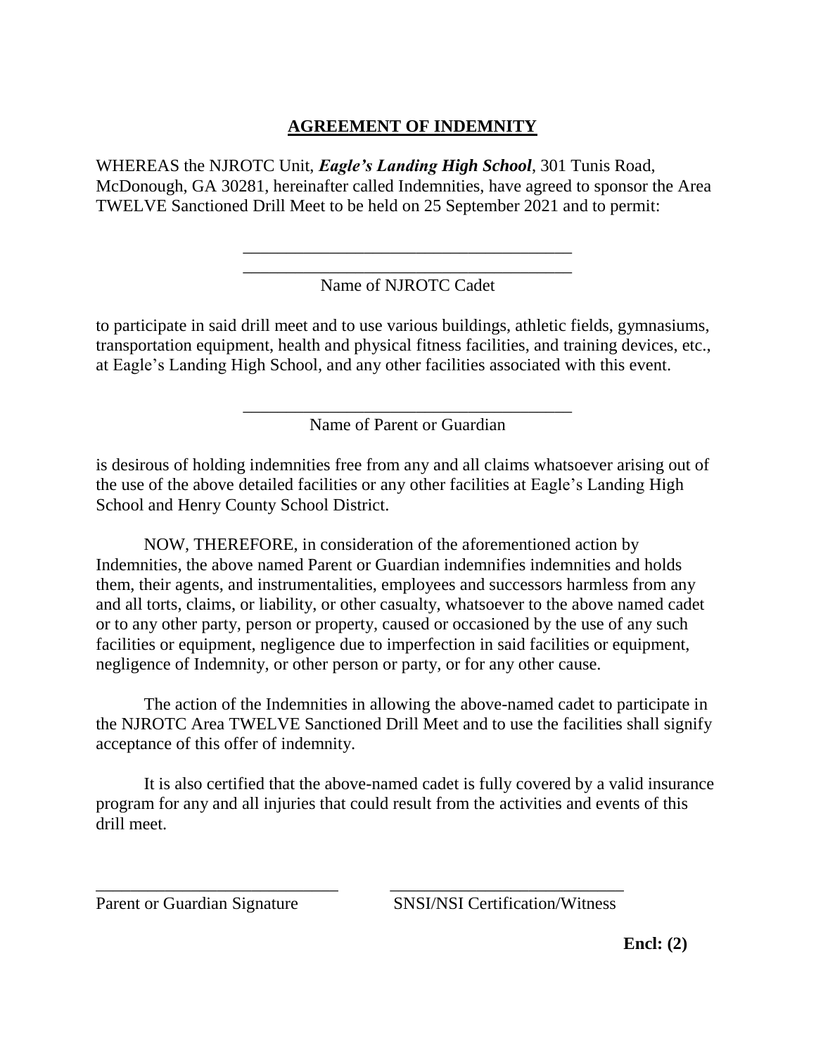**AGREEMENT OF INDEMNITY**

WHEREAS the NJROTC Unit, ***Eagle's Landing High School***, 301 Tunis Road, McDonough, GA 30281, hereinafter called Indemnities, have agreed to sponsor the Area TWELVE Sanctioned Drill Meet to be held on 25 September 2021 and to permit:

\_\_\_\_\_\_\_\_\_\_\_\_\_\_\_\_\_\_\_\_\_\_\_\_\_\_\_\_\_\_\_\_\_\_\_\_\_\_\_\_
\_\_\_\_\_\_\_\_\_\_\_\_\_\_\_\_\_\_\_\_\_\_\_\_\_\_\_\_\_\_\_\_\_\_\_\_\_\_\_\_
Name of NJROTC Cadet

to participate in said drill meet and to use various buildings, athletic fields, gymnasiums, transportation equipment, health and physical fitness facilities, and training devices, etc., at Eagle's Landing High School, and any other facilities associated with this event.

\_\_\_\_\_\_\_\_\_\_\_\_\_\_\_\_\_\_\_\_\_\_\_\_\_\_\_\_\_\_\_\_\_\_\_\_\_\_\_\_
Name of Parent or Guardian

is desirous of holding indemnities free from any and all claims whatsoever arising out of the use of the above detailed facilities or any other facilities at Eagle's Landing High School and Henry County School District.

NOW, THEREFORE, in consideration of the aforementioned action by Indemnities, the above named Parent or Guardian indemnifies indemnities and holds them, their agents, and instrumentalities, employees and successors harmless from any and all torts, claims, or liability, or other casualty, whatsoever to the above named cadet or to any other party, person or property, caused or occasioned by the use of any such facilities or equipment, negligence due to imperfection in said facilities or equipment, negligence of Indemnity, or other person or party, or for any other cause.

The action of the Indemnities in allowing the above-named cadet to participate in the NJROTC Area TWELVE Sanctioned Drill Meet and to use the facilities shall signify acceptance of this offer of indemnity.

It is also certified that the above-named cadet is fully covered by a valid insurance program for any and all injuries that could result from the activities and events of this drill meet.

\_\_\_\_\_\_\_\_\_\_\_\_\_\_\_\_\_\_\_\_\_\_\_\_\_\_\_\_\_\_ \_\_\_\_\_\_\_\_\_\_\_\_\_\_\_\_\_\_\_\_\_\_\_\_\_\_\_\_\_\_
Parent or Guardian Signature SNSI/NSI Certification/Witness

**Encl: (2)**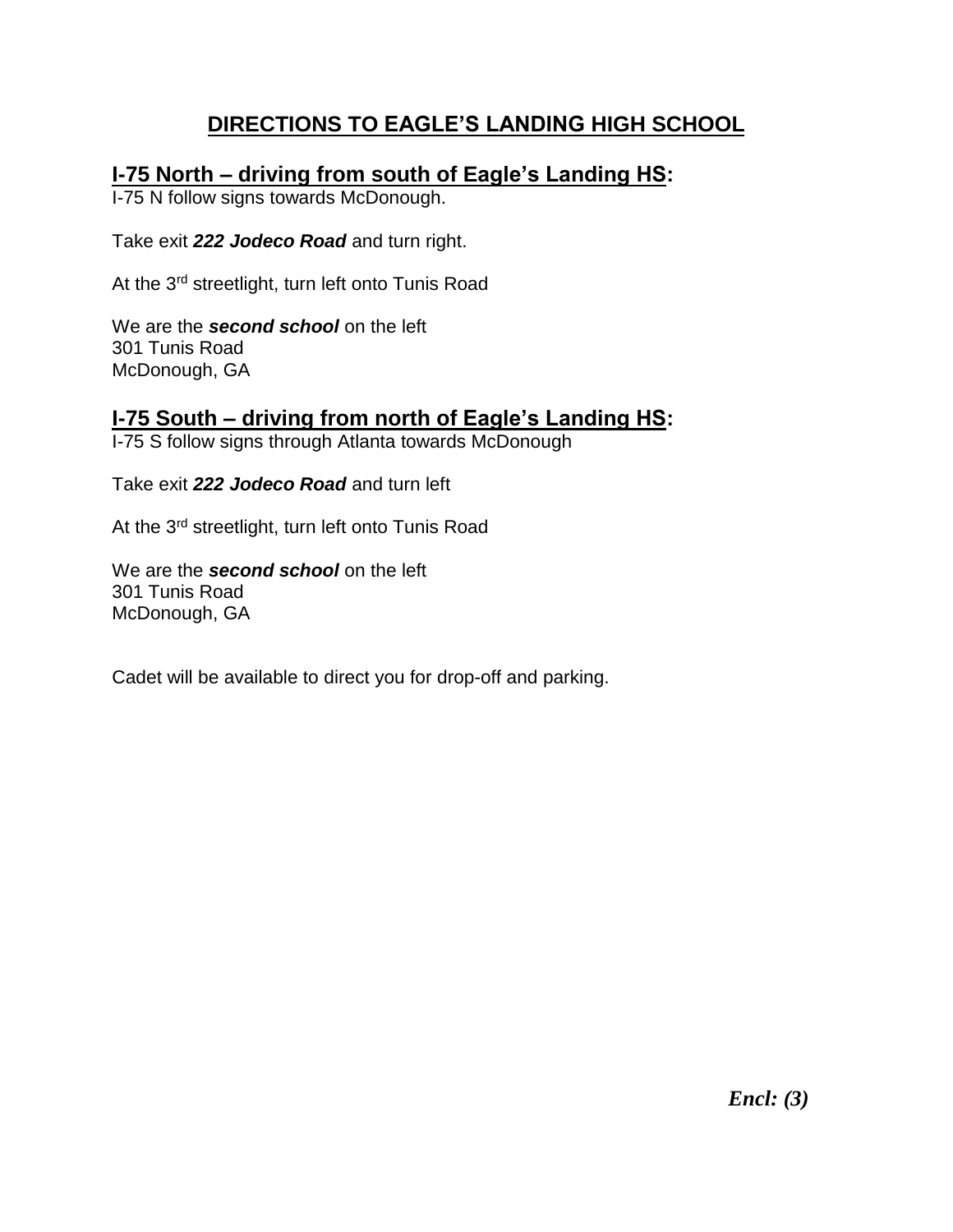# DIRECTIONS TO EAGLE'S LANDING HIGH SCHOOL

## I-75 North – driving from south of Eagle's Landing HS:

I-75 N follow signs towards McDonough.

Take exit ***222 Jodeco Road*** and turn right.

At the 3rd streetlight, turn left onto Tunis Road

We are the ***second school*** on the left
301 Tunis Road
McDonough, GA

## I-75 South – driving from north of Eagle's Landing HS:

I-75 S follow signs through Atlanta towards McDonough

Take exit ***222 Jodeco Road*** and turn left

At the 3rd streetlight, turn left onto Tunis Road

We are the ***second school*** on the left
301 Tunis Road
McDonough, GA

Cadet will be available to direct you for drop-off and parking.

***Encl: (3)***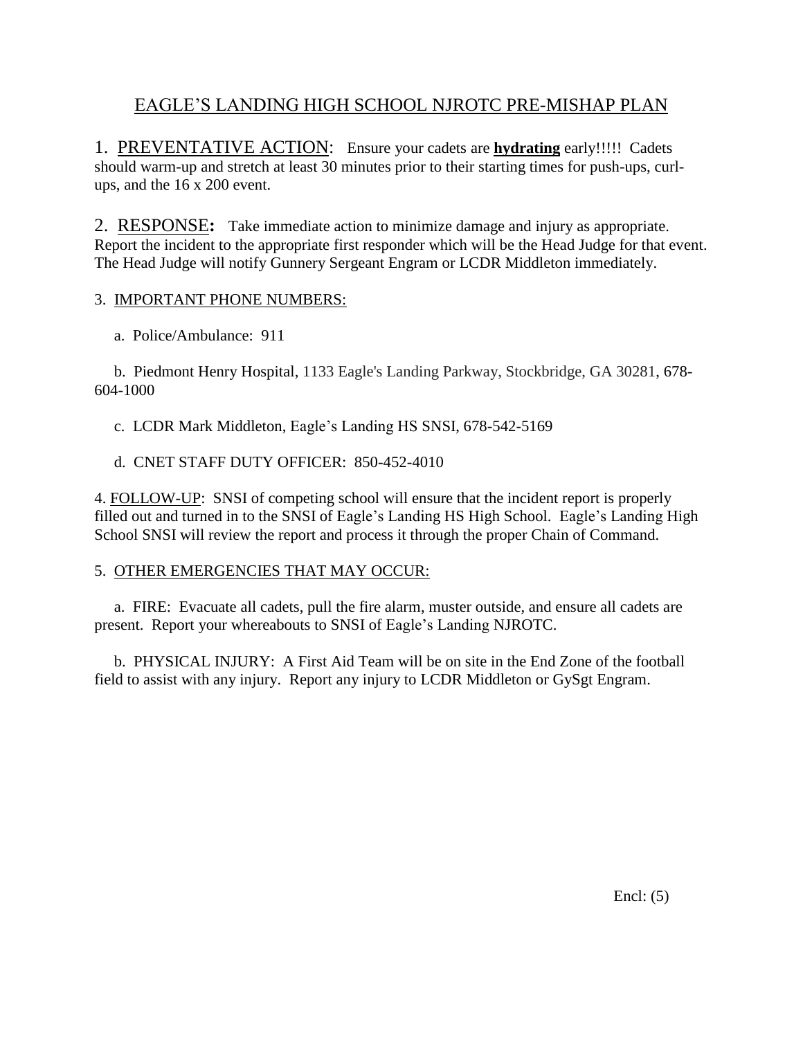# EAGLE'S LANDING HIGH SCHOOL NJROTC PRE-MISHAP PLAN

1. PREVENTATIVE ACTION: Ensure your cadets are **hydrating** early!!!!! Cadets should warm-up and stretch at least 30 minutes prior to their starting times for push-ups, curl-ups, and the 16 x 200 event.

2. RESPONSE**:** Take immediate action to minimize damage and injury as appropriate. Report the incident to the appropriate first responder which will be the Head Judge for that event. The Head Judge will notify Gunnery Sergeant Engram or LCDR Middleton immediately.

3. IMPORTANT PHONE NUMBERS:

a. Police/Ambulance: 911

b. Piedmont Henry Hospital, 1133 Eagle's Landing Parkway, Stockbridge, GA 30281, 678-604-1000

c. LCDR Mark Middleton, Eagle's Landing HS SNSI, 678-542-5169

d. CNET STAFF DUTY OFFICER: 850-452-4010

4. FOLLOW-UP: SNSI of competing school will ensure that the incident report is properly filled out and turned in to the SNSI of Eagle's Landing HS High School. Eagle's Landing High School SNSI will review the report and process it through the proper Chain of Command.

5. OTHER EMERGENCIES THAT MAY OCCUR:

a. FIRE: Evacuate all cadets, pull the fire alarm, muster outside, and ensure all cadets are present. Report your whereabouts to SNSI of Eagle's Landing NJROTC.

b. PHYSICAL INJURY: A First Aid Team will be on site in the End Zone of the football field to assist with any injury. Report any injury to LCDR Middleton or GySgt Engram.

Encl: (5)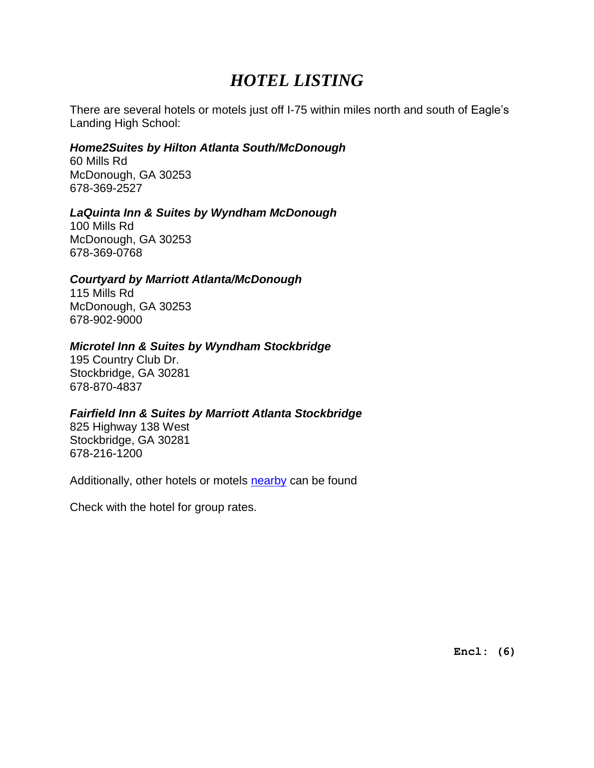# *HOTEL LISTING*

There are several hotels or motels just off I-75 within miles north and south of Eagle's Landing High School:

***Home2Suites by Hilton Atlanta South/McDonough***
60 Mills Rd
McDonough, GA 30253
678-369-2527

***LaQuinta Inn & Suites by Wyndham McDonough***
100 Mills Rd
McDonough, GA 30253
678-369-0768

***Courtyard by Marriott Atlanta/McDonough***
115 Mills Rd
McDonough, GA 30253
678-902-9000

***Microtel Inn & Suites by Wyndham Stockbridge***
195 Country Club Dr.
Stockbridge, GA 30281
678-870-4837

***Fairfield Inn & Suites by Marriott Atlanta Stockbridge***
825 Highway 138 West
Stockbridge, GA 30281
678-216-1200

Additionally, other hotels or motels nearby can be found

Check with the hotel for group rates.

**Encl: (6)**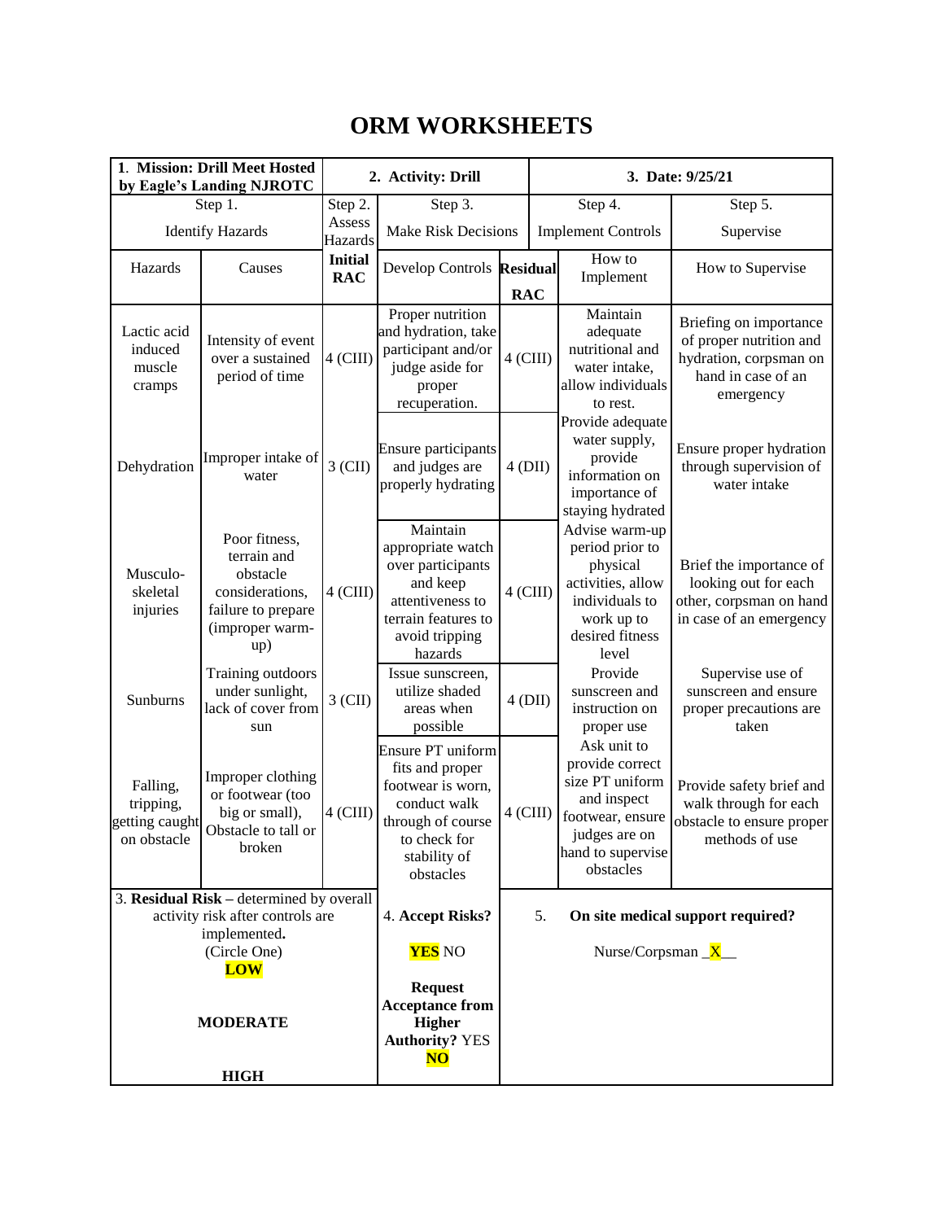# ORM WORKSHEETS

| **1. Mission: Drill Meet Hosted by Eagle's Landing NJROTC** | | **2. Activity: Drill** | | **3. Date: 9/25/21** | |
|---|---|---|---|---|---|
| Step 1. Identify Hazards | | Step 2. Assess Hazards | Step 3. Make Risk Decisions | | Step 4. Implement Controls | Step 5. Supervise |
| Hazards | Causes | **Initial RAC** | Develop Controls | **Residual RAC** | How to Implement | How to Supervise |
| Lactic acid induced muscle cramps | Intensity of event over a sustained period of time | 4 (CIII) | Proper nutrition and hydration, take participant and/or judge aside for proper recuperation. | 4 (CIII) | Maintain adequate nutritional and water intake, allow individuals to rest. | Briefing on importance of proper nutrition and hydration, corpsman on hand in case of an emergency |
| Dehydration | Improper intake of water | 3 (CII) | Ensure participants and judges are properly hydrating | 4 (DII) | Provide adequate water supply, provide information on importance of staying hydrated | Ensure proper hydration through supervision of water intake |
| Musculo-skeletal injuries | Poor fitness, terrain and obstacle considerations, failure to prepare (improper warm-up) | 4 (CIII) | Maintain appropriate watch over participants and keep attentiveness to terrain features to avoid tripping hazards | 4 (CIII) | Advise warm-up period prior to physical activities, allow individuals to work up to desired fitness level | Brief the importance of looking out for each other, corpsman on hand in case of an emergency |
| Sunburns | Training outdoors under sunlight, lack of cover from sun | 3 (CII) | Issue sunscreen, utilize shaded areas when possible | 4 (DII) | Provide sunscreen and instruction on proper use | Supervise use of sunscreen and ensure proper precautions are taken |
| Falling, tripping, getting caught on obstacle | Improper clothing or footwear (too big or small), Obstacle to tall or broken | 4 (CIII) | Ensure PT uniform fits and proper footwear is worn, conduct walk through of course to check for stability of obstacles | 4 (CIII) | Ask unit to provide correct size PT uniform and inspect footwear, ensure judges are on hand to supervise obstacles | Provide safety brief and walk through for each obstacle to ensure proper methods of use |
| 3. **Residual Risk** – determined by overall activity risk after controls are implemented. (Circle One) **LOW** / **MODERATE** / **HIGH** | | | 4. **Accept Risks?** **YES** NO<br>**Request Acceptance from Higher Authority?** YES **NO** | | 5. **On site medical support required?** Nurse/Corpsman _X__ | |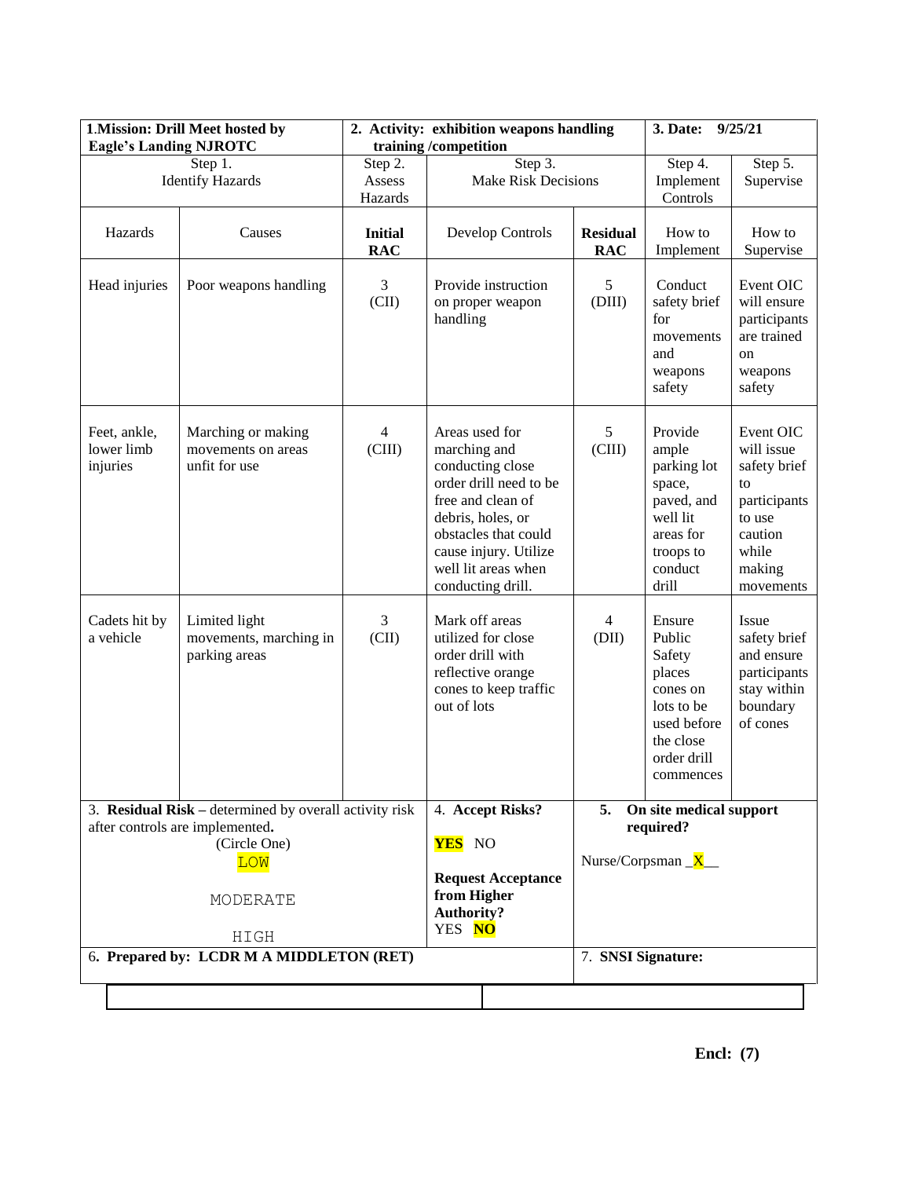| **1.Mission: Drill Meet hosted by Eagle's Landing NJROTC** | | **2. Activity: exhibition weapons handling training /competition** | | | **3. Date: 9/25/21** | |
|---|---|---|---|---|---|---|
| Step 1. Identify Hazards | | Step 2. Assess Hazards | Step 3. Make Risk Decisions | | Step 4. Implement Controls | Step 5. Supervise |
| Hazards | Causes | **Initial RAC** | Develop Controls | **Residual RAC** | How to Implement | How to Supervise |
| Head injuries | Poor weapons handling | 3 (CII) | Provide instruction on proper weapon handling | 5 (DIII) | Conduct safety brief for movements and weapons safety | Event OIC will ensure participants are trained on weapons safety |
| Feet, ankle, lower limb injuries | Marching or making movements on areas unfit for use | 4 (CIII) | Areas used for marching and conducting close order drill need to be free and clean of debris, holes, or obstacles that could cause injury. Utilize well lit areas when conducting drill. | 5 (CIII) | Provide ample parking lot space, paved, and well lit areas for troops to conduct drill | Event OIC will issue safety brief to participants to use caution while making movements |
| Cadets hit by a vehicle | Limited light movements, marching in parking areas | 3 (CII) | Mark off areas utilized for close order drill with reflective orange cones to keep traffic out of lots | 4 (DII) | Ensure Public Safety places cones on lots to be used before the close order drill commences | Issue safety brief and ensure participants stay within boundary of cones |
| 3. **Residual Risk** – determined by overall activity risk after controls are implemented. (Circle One) LOW / MODERATE / HIGH | | | 4. **Accept Risks?** **YES** NO **Request Acceptance from Higher Authority?** YES **NO** | 5. **On site medical support required?** Nurse/Corpsman _**X**__ | | |
| 6. **Prepared by: LCDR M A MIDDLETON (RET)** | | | | 7. **SNSI Signature:** | | |

**Encl: (7)**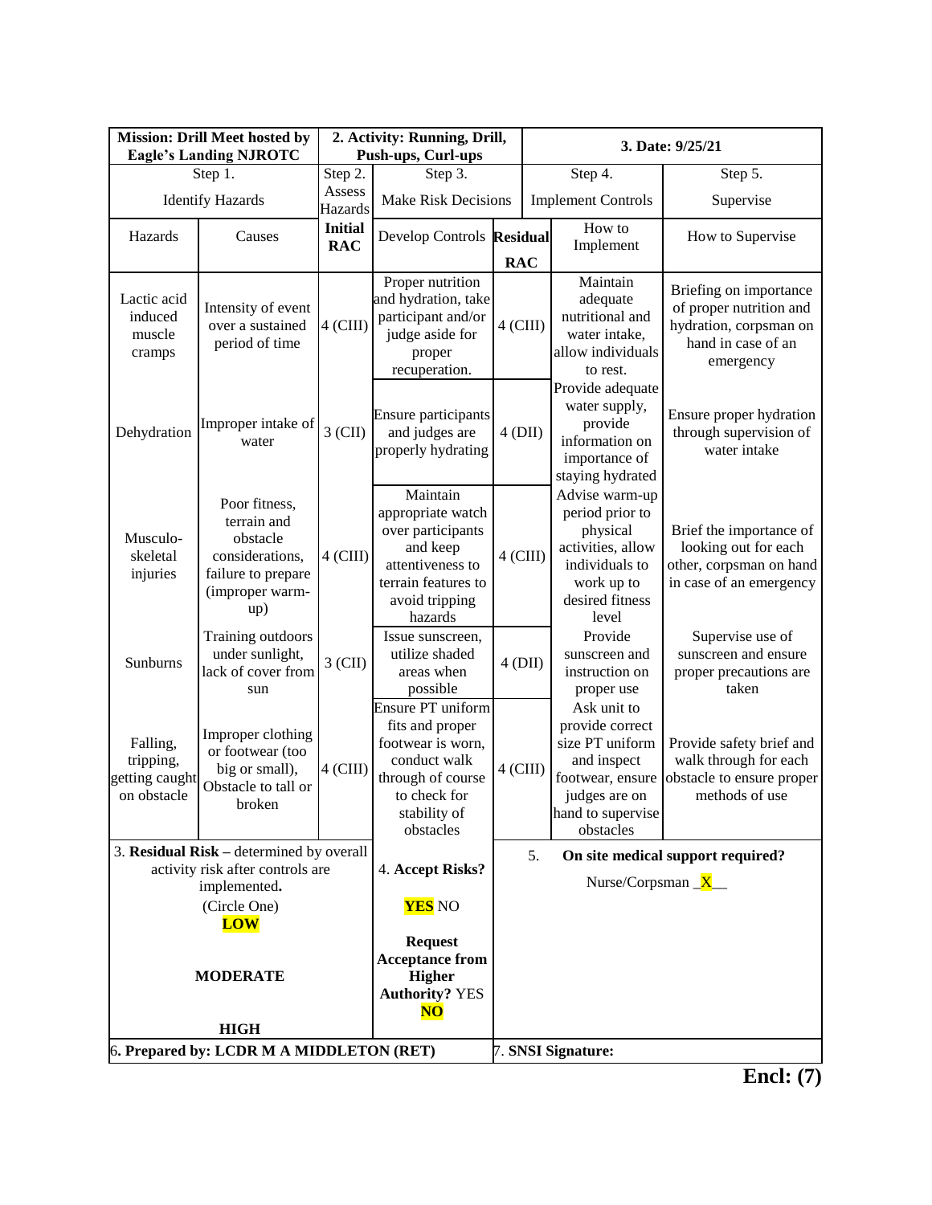| Mission: Drill Meet hosted by Eagle's Landing NJROTC | | 2. Activity: Running, Drill, Push-ups, Curl-ups | | 3. Date: 9/25/21 | |
|---|---|---|---|---|---|---|
| Step 1. Identify Hazards | | Step 2. Assess Hazards | Step 3. Make Risk Decisions | | Step 4. Implement Controls | Step 5. Supervise |
| Hazards | Causes | **Initial RAC** | Develop Controls | **Residual RAC** | How to Implement | How to Supervise |
| Lactic acid induced muscle cramps | Intensity of event over a sustained period of time | 4 (CIII) | Proper nutrition and hydration, take participant and/or judge aside for proper recuperation. | 4 (CIII) | Maintain adequate nutritional and water intake, allow individuals to rest. | Briefing on importance of proper nutrition and hydration, corpsman on hand in case of an emergency |
| Dehydration | Improper intake of water | 3 (CII) | Ensure participants and judges are properly hydrating | 4 (DII) | Provide adequate water supply, provide information on importance of staying hydrated | Ensure proper hydration through supervision of water intake |
| Musculo-skeletal injuries | Poor fitness, terrain and obstacle considerations, failure to prepare (improper warm-up) | 4 (CIII) | Maintain appropriate watch over participants and keep attentiveness to terrain features to avoid tripping hazards | 4 (CIII) | Advise warm-up period prior to physical activities, allow individuals to work up to desired fitness level | Brief the importance of looking out for each other, corpsman on hand in case of an emergency |
| Sunburns | Training outdoors under sunlight, lack of cover from sun | 3 (CII) | Issue sunscreen, utilize shaded areas when possible | 4 (DII) | Provide sunscreen and instruction on proper use | Supervise use of sunscreen and ensure proper precautions are taken |
| Falling, tripping, getting caught on obstacle | Improper clothing or footwear (too big or small), Obstacle to tall or broken | 4 (CIII) | Ensure PT uniform fits and proper footwear is worn, conduct walk through of course to check for stability of obstacles | 4 (CIII) | Ask unit to provide correct size PT uniform and inspect footwear, ensure judges are on hand to supervise obstacles | Provide safety brief and walk through for each obstacle to ensure proper methods of use |

| 3. **Residual Risk** – determined by overall activity risk after controls are implemented. (Circle One) **LOW** / **MODERATE** / **HIGH** | 4. **Accept Risks?** **YES** NO<br>**Request Acceptance from Higher Authority?** YES **NO** | 5. **On site medical support required?** Nurse/Corpsman _X__ |
|---|---|---|
| 6. **Prepared by: LCDR M A MIDDLETON (RET)** | | 7. **SNSI Signature:** |

**Encl: (7)**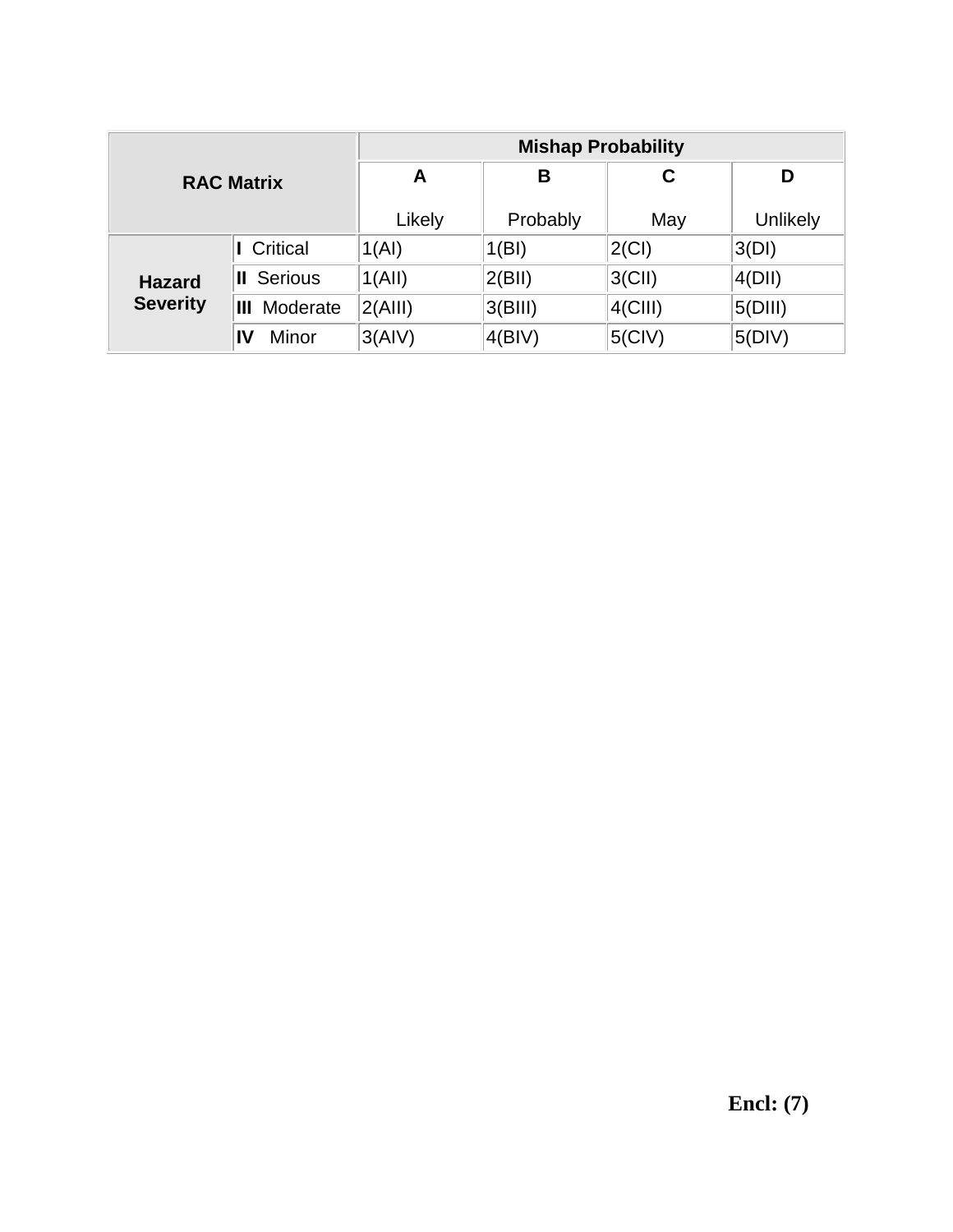| RAC Matrix | | Mishap Probability | | | |
|---|---|---|---|---|---|
| | | **A**<br><br>Likely | **B**<br><br>Probably | **C**<br><br>May | **D**<br><br>Unlikely |
| **Hazard Severity** | **I** Critical | 1(AI) | 1(BI) | 2(CI) | 3(DI) |
| | **II** Serious | 1(AII) | 2(BII) | 3(CII) | 4(DII) |
| | **III** Moderate | 2(AIII) | 3(BIII) | 4(CIII) | 5(DIII) |
| | **IV** Minor | 3(AIV) | 4(BIV) | 5(CIV) | 5(DIV) |

**Encl: (7)**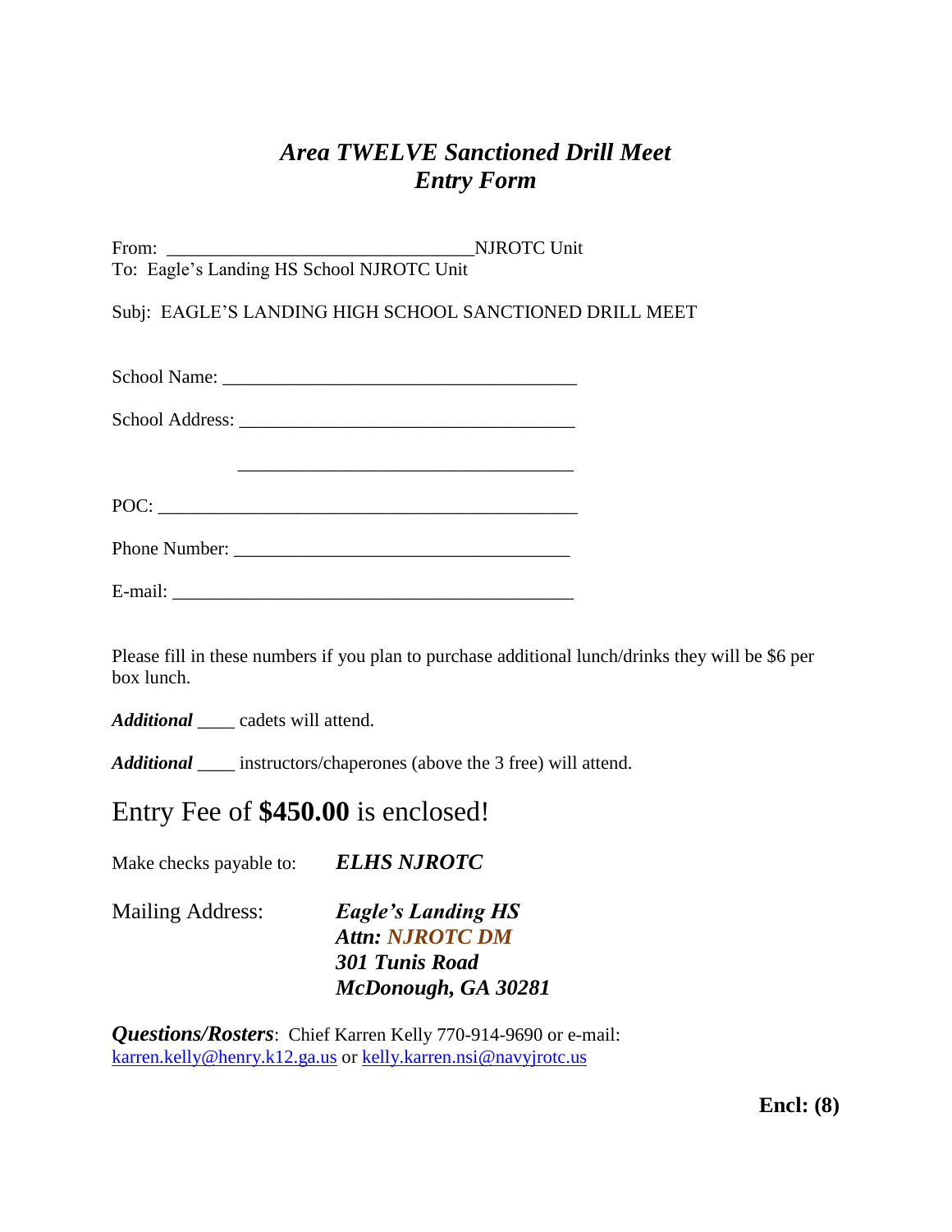# *Area TWELVE Sanctioned Drill Meet*
# *Entry Form*

From: ________________________________NJROTC Unit
To: Eagle's Landing HS School NJROTC Unit

Subj: EAGLE'S LANDING HIGH SCHOOL SANCTIONED DRILL MEET

School Name: _____________________________________

School Address: ___________________________________

___________________________________

POC: ____________________________________________

Phone Number: ___________________________________

E-mail: __________________________________________

Please fill in these numbers if you plan to purchase additional lunch/drinks they will be $6 per box lunch.

***Additional*** ____ cadets will attend.

***Additional*** ____ instructors/chaperones (above the 3 free) will attend.

Entry Fee of **$450.00** is enclosed!

Make checks payable to: ***ELHS NJROTC***

Mailing Address:
***Eagle's Landing HS***
***Attn: NJROTC DM***
***301 Tunis Road***
***McDonough, GA 30281***

***Questions/Rosters***: Chief Karren Kelly 770-914-9690 or e-mail: karren.kelly@henry.k12.ga.us or kelly.karren.nsi@navyjrotc.us

**Encl: (8)**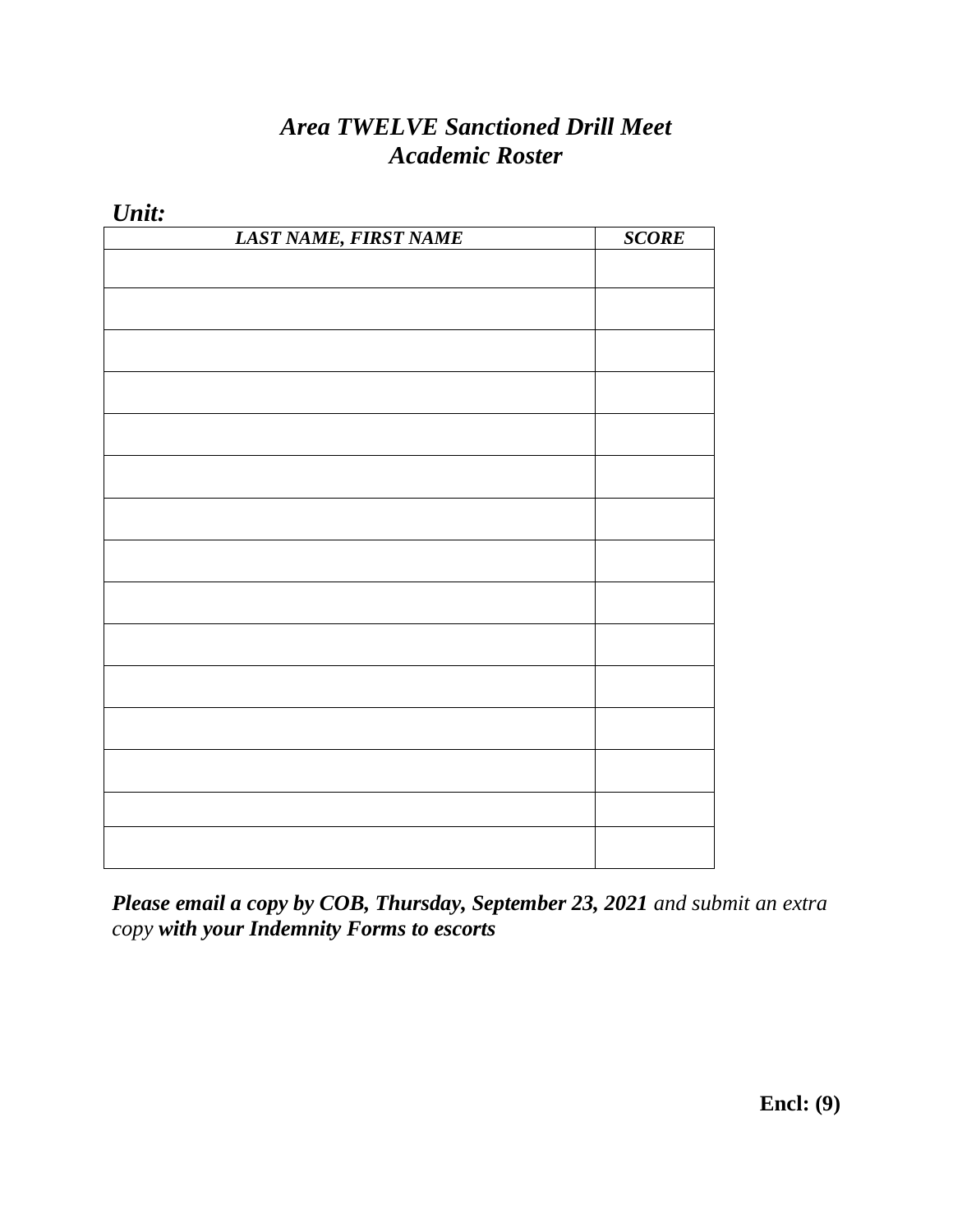# *Area TWELVE Sanctioned Drill Meet*
## *Academic Roster*

***Unit:***

| ***LAST NAME, FIRST NAME*** | ***SCORE*** |
|---|---|
| | |
| | |
| | |
| | |
| | |
| | |
| | |
| | |
| | |
| | |
| | |
| | |
| | |
| | |
| | |

***Please email a copy by COB, Thursday, September 23, 2021*** *and submit an extra copy* ***with your Indemnity Forms to escorts***

**Encl: (9)**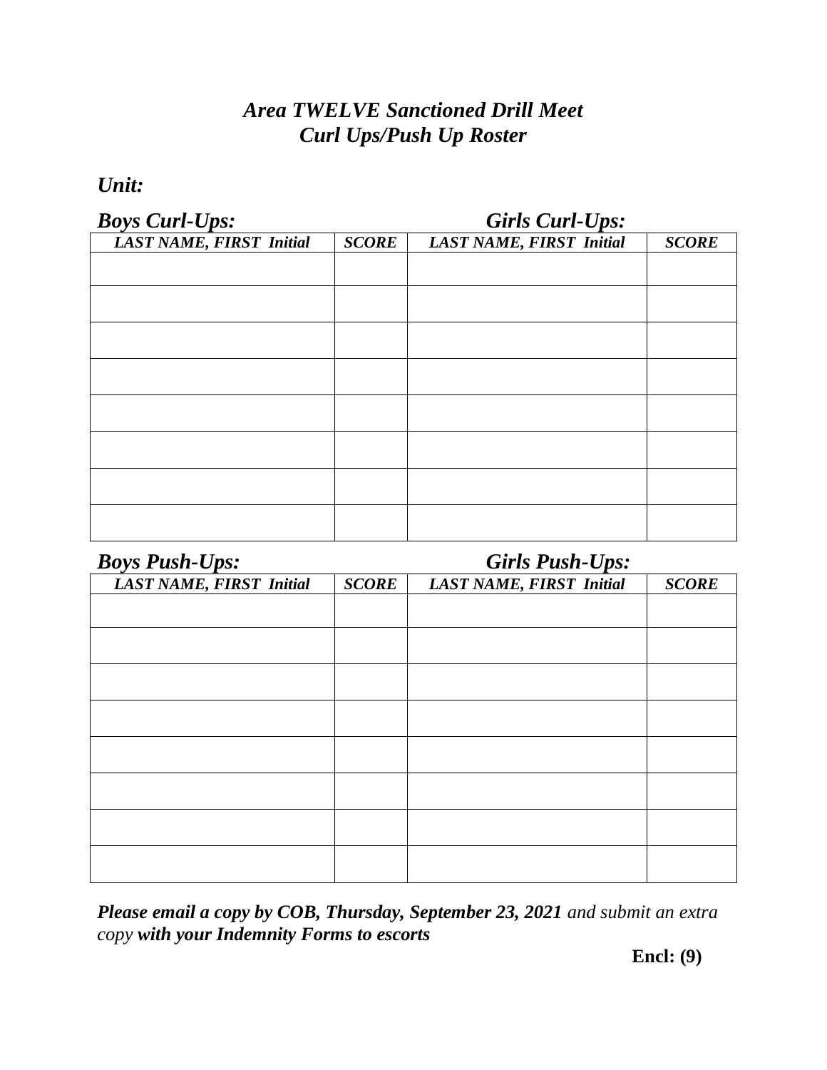## *Area TWELVE Sanctioned Drill Meet*
## *Curl Ups/Push Up Roster*

***Unit:***

***Boys Curl-Ups:*** ***Girls Curl-Ups:***

| ***LAST NAME, FIRST Initial*** | ***SCORE*** | ***LAST NAME, FIRST Initial*** | ***SCORE*** |
|---|---|---|---|
| | | | |
| | | | |
| | | | |
| | | | |
| | | | |
| | | | |
| | | | |
| | | | |

***Boys Push-Ups:*** ***Girls Push-Ups:***

| ***LAST NAME, FIRST Initial*** | ***SCORE*** | ***LAST NAME, FIRST Initial*** | ***SCORE*** |
|---|---|---|---|
| | | | |
| | | | |
| | | | |
| | | | |
| | | | |
| | | | |
| | | | |
| | | | |

***Please email a copy by COB, Thursday, September 23, 2021*** *and submit an extra copy* ***with your Indemnity Forms to escorts***

**Encl: (9)**